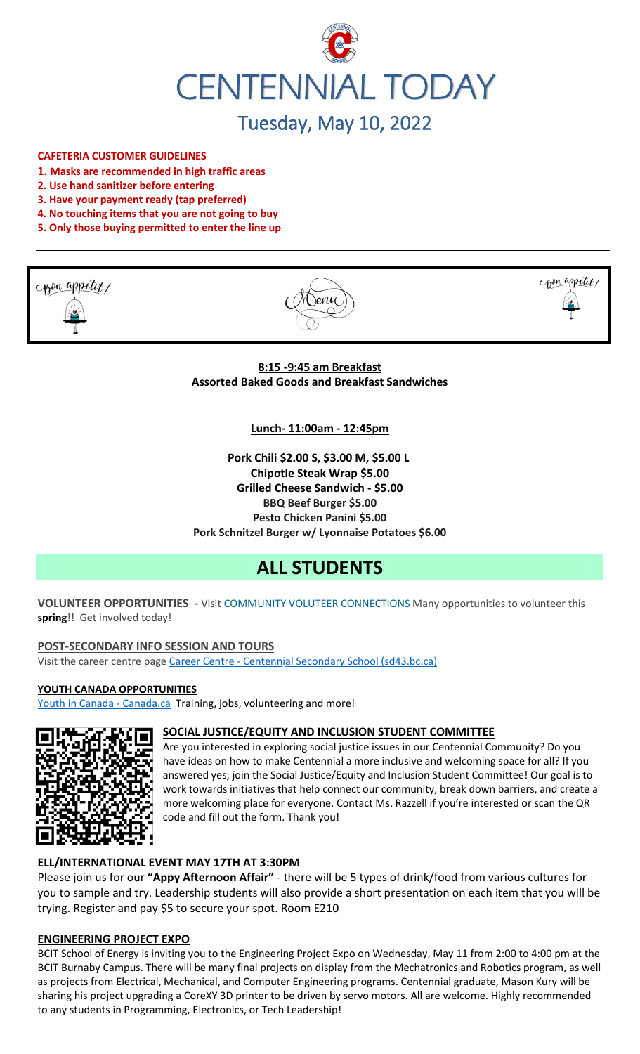# CENTENNIAL TODAY

## Tuesday, May 10, 2022

**CAFETERIA CUSTOMER GUIDELINES**

1. **Masks are recommended in high traffic areas**
2. **Use hand sanitizer before entering**
3. **Have your payment ready (tap preferred)**
4. **No touching items that you are not going to buy**
5. **Only those buying permitted to enter the line up**

Bon appetit! Menu Bon appetit!

**8:15 -9:45 am Breakfast**
**Assorted Baked Goods and Breakfast Sandwiches**

**Lunch- 11:00am - 12:45pm**

**Pork Chili $2.00 S, $3.00 M, $5.00 L**
**Chipotle Steak Wrap $5.00**
**Grilled Cheese Sandwich - $5.00**
**BBQ Beef Burger $5.00**
**Pesto Chicken Panini $5.00**
**Pork Schnitzel Burger w/ Lyonnaise Potatoes $6.00**

# ALL STUDENTS

**VOLUNTEER OPPORTUNITIES** - Visit COMMUNITY VOLUTEER CONNECTIONS Many opportunities to volunteer this **spring**!! Get involved today!

**POST-SECONDARY INFO SESSION AND TOURS**
Visit the career centre page Career Centre - Centennial Secondary School (sd43.bc.ca)

**YOUTH CANADA OPPORTUNITIES**
Youth in Canada - Canada.ca Training, jobs, volunteering and more!

**SOCIAL JUSTICE/EQUITY AND INCLUSION STUDENT COMMITTEE**
Are you interested in exploring social justice issues in our Centennial Community? Do you have ideas on how to make Centennial a more inclusive and welcoming space for all? If you answered yes, join the Social Justice/Equity and Inclusion Student Committee! Our goal is to work towards initiatives that help connect our community, break down barriers, and create a more welcoming place for everyone. Contact Ms. Razzell if you're interested or scan the QR code and fill out the form. Thank you!

**ELL/INTERNATIONAL EVENT MAY 17TH AT 3:30PM**
Please join us for our **"Appy Afternoon Affair"** - there will be 5 types of drink/food from various cultures for you to sample and try. Leadership students will also provide a short presentation on each item that you will be trying. Register and pay $5 to secure your spot. Room E210

**ENGINEERING PROJECT EXPO**
BCIT School of Energy is inviting you to the Engineering Project Expo on Wednesday, May 11 from 2:00 to 4:00 pm at the BCIT Burnaby Campus. There will be many final projects on display from the Mechatronics and Robotics program, as well as projects from Electrical, Mechanical, and Computer Engineering programs. Centennial graduate, Mason Kury will be sharing his project upgrading a CoreXY 3D printer to be driven by servo motors. All are welcome. Highly recommended to any students in Programming, Electronics, or Tech Leadership!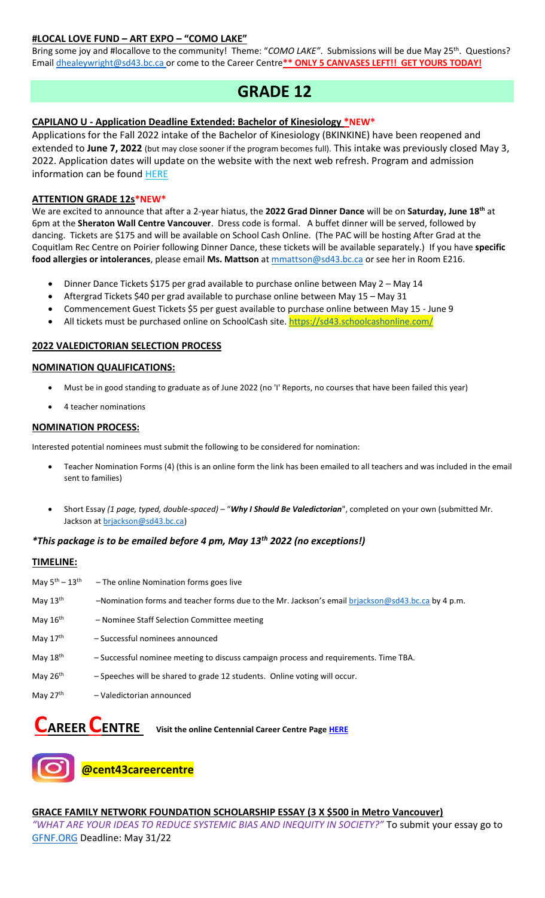## #LOCAL LOVE FUND – ART EXPO – "COMO LAKE"

Bring some joy and #locallove to the community! Theme: "*COMO LAKE"*. Submissions will be due May 25th. Questions? Email dhealeywright@sd43.bc.ca or come to the Career Centre**\*\* ONLY 5 CANVASES LEFT!! GET YOURS TODAY!**

# GRADE 12

### CAPILANO U - Application Deadline Extended: Bachelor of Kinesiology *NEW*

Applications for the Fall 2022 intake of the Bachelor of Kinesiology (BKINKINE) have been reopened and extended to **June 7, 2022** (but may close sooner if the program becomes full). This intake was previously closed May 3, 2022. Application dates will update on the website with the next web refresh. Program and admission information can be found HERE

### ATTENTION GRADE 12s*NEW*

We are excited to announce that after a 2-year hiatus, the **2022 Grad Dinner Dance** will be on **Saturday, June 18th** at 6pm at the **Sheraton Wall Centre Vancouver**. Dress code is formal. A buffet dinner will be served, followed by dancing. Tickets are $175 and will be available on School Cash Online. (The PAC will be hosting After Grad at the Coquitlam Rec Centre on Poirier following Dinner Dance, these tickets will be available separately.) If you have **specific food allergies or intolerances**, please email **Ms. Mattson** at mmattson@sd43.bc.ca or see her in Room E216.

- Dinner Dance Tickets $175 per grad available to purchase online between May 2 – May 14
- Aftergrad Tickets $40 per grad available to purchase online between May 15 – May 31
- Commencement Guest Tickets $5 per guest available to purchase online between May 15 - June 9
- All tickets must be purchased online on SchoolCash site. https://sd43.schoolcashonline.com/

### 2022 VALEDICTORIAN SELECTION PROCESS

#### NOMINATION QUALIFICATIONS:

- Must be in good standing to graduate as of June 2022 (no 'I' Reports, no courses that have been failed this year)
- 4 teacher nominations

#### NOMINATION PROCESS:

Interested potential nominees must submit the following to be considered for nomination:

- Teacher Nomination Forms (4) (this is an online form the link has been emailed to all teachers and was included in the email sent to families)
- Short Essay *(1 page, typed, double-spaced)* – "***Why I Should Be Valedictorian***", completed on your own (submitted Mr. Jackson at brjackson@sd43.bc.ca)

***\*This package is to be emailed before 4 pm, May 13th 2022 (no exceptions!)***

#### TIMELINE:

May 5th – 13th – The online Nomination forms goes live

May 13th –Nomination forms and teacher forms due to the Mr. Jackson's email brjackson@sd43.bc.ca by 4 p.m.

May 16th – Nominee Staff Selection Committee meeting

May 17th – Successful nominees announced

May 18th – Successful nominee meeting to discuss campaign process and requirements. Time TBA.

May 26th – Speeches will be shared to grade 12 students. Online voting will occur.

May 27th – Valedictorian announced

# CAREER CENTRE

**Visit the online Centennial Career Centre Page HERE**

**@cent43careercentre**

### GRACE FAMILY NETWORK FOUNDATION SCHOLARSHIP ESSAY (3 X $500 in Metro Vancouver)

*"WHAT ARE YOUR IDEAS TO REDUCE SYSTEMIC BIAS AND INEQUITY IN SOCIETY?"* To submit your essay go to GFNF.ORG Deadline: May 31/22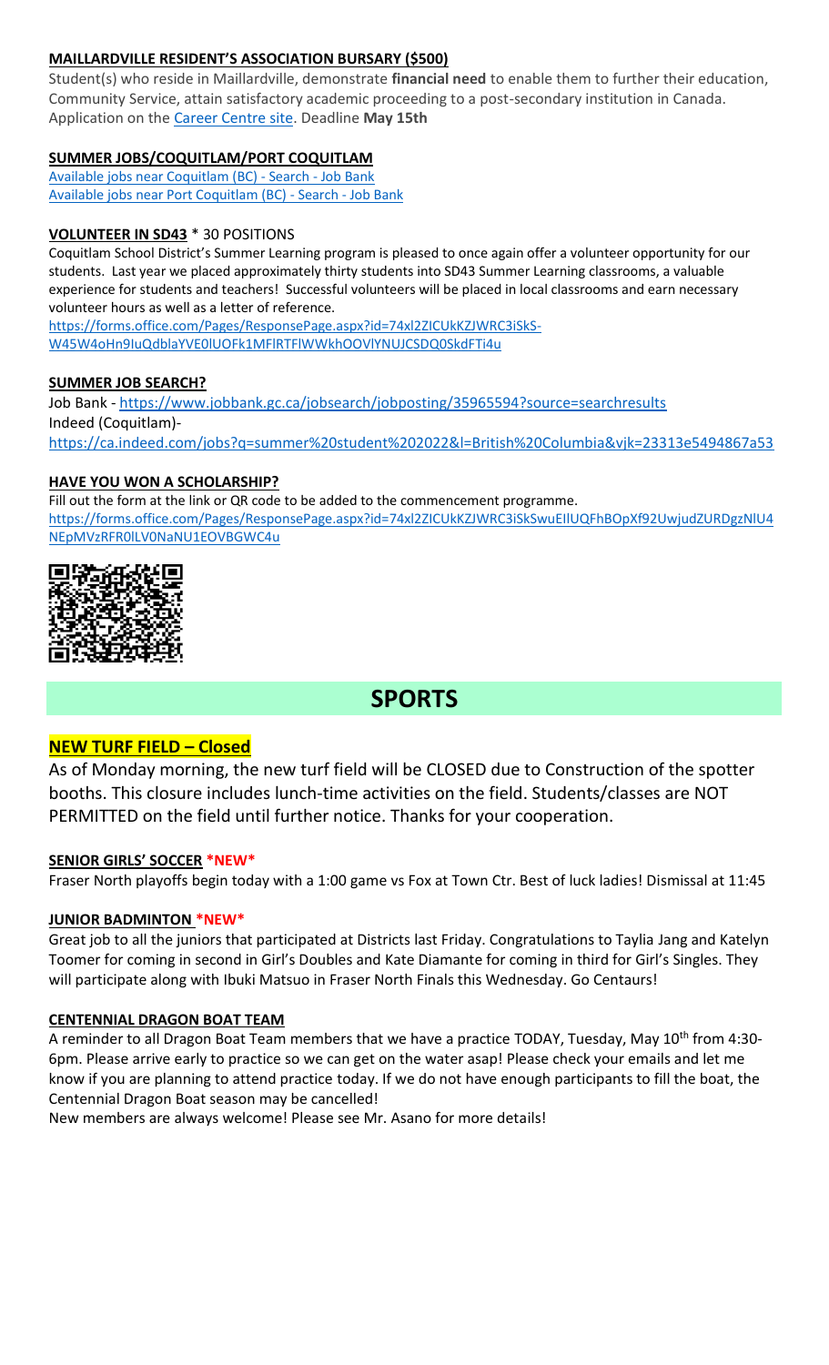**MAILLARDVILLE RESIDENT'S ASSOCIATION BURSARY ($500)**

Student(s) who reside in Maillardville, demonstrate **financial need** to enable them to further their education, Community Service, attain satisfactory academic proceeding to a post-secondary institution in Canada. Application on the Career Centre site. Deadline **May 15th**

**SUMMER JOBS/COQUITLAM/PORT COQUITLAM**

Available jobs near Coquitlam (BC) - Search - Job Bank
Available jobs near Port Coquitlam (BC) - Search - Job Bank

**VOLUNTEER IN SD43** * 30 POSITIONS

Coquitlam School District's Summer Learning program is pleased to once again offer a volunteer opportunity for our students. Last year we placed approximately thirty students into SD43 Summer Learning classrooms, a valuable experience for students and teachers! Successful volunteers will be placed in local classrooms and earn necessary volunteer hours as well as a letter of reference.

https://forms.office.com/Pages/ResponsePage.aspx?id=74xl2ZICUkKZJWRC3iSkS-W45W4oHn9IuQdblaYVE0lUOFk1MFlRTFlWWkhOOVlYNUJCSDQ0SkdFTi4u

**SUMMER JOB SEARCH?**

Job Bank - https://www.jobbank.gc.ca/jobsearch/jobposting/35965594?source=searchresults
Indeed (Coquitlam)-
https://ca.indeed.com/jobs?q=summer%20student%202022&l=British%20Columbia&vjk=23313e5494867a53

**HAVE YOU WON A SCHOLARSHIP?**

Fill out the form at the link or QR code to be added to the commencement programme.
https://forms.office.com/Pages/ResponsePage.aspx?id=74xl2ZICUkKZJWRC3iSkSwuEIlUQFhBOpXf92UwjudZURDgzNlU4NEpMVzRFR0lLV0NaNU1EOVBGWC4u

# SPORTS

## NEW TURF FIELD – Closed

As of Monday morning, the new turf field will be CLOSED due to Construction of the spotter booths. This closure includes lunch-time activities on the field. Students/classes are NOT PERMITTED on the field until further notice. Thanks for your cooperation.

**SENIOR GIRLS' SOCCER** ***NEW***

Fraser North playoffs begin today with a 1:00 game vs Fox at Town Ctr. Best of luck ladies! Dismissal at 11:45

**JUNIOR BADMINTON** ***NEW***

Great job to all the juniors that participated at Districts last Friday. Congratulations to Taylia Jang and Katelyn Toomer for coming in second in Girl's Doubles and Kate Diamante for coming in third for Girl's Singles. They will participate along with Ibuki Matsuo in Fraser North Finals this Wednesday. Go Centaurs!

**CENTENNIAL DRAGON BOAT TEAM**

A reminder to all Dragon Boat Team members that we have a practice TODAY, Tuesday, May 10th from 4:30-6pm. Please arrive early to practice so we can get on the water asap! Please check your emails and let me know if you are planning to attend practice today. If we do not have enough participants to fill the boat, the Centennial Dragon Boat season may be cancelled!

New members are always welcome! Please see Mr. Asano for more details!